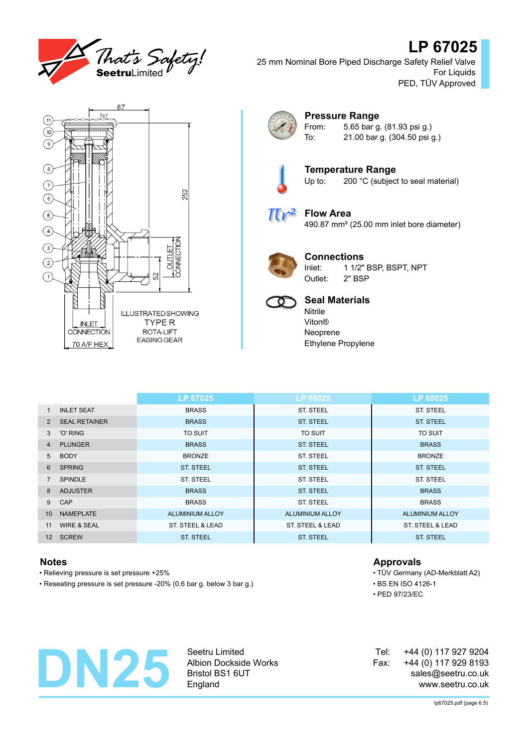# LP 67025

25 mm Nominal Bore Piped Discharge Safety Relief Valve
For Liquids
PED, TÜV Approved

87

252

52

OUTLET CONNECTION

INLET CONNECTION

70 A/F HEX

ILLUSTRATED SHOWING TYPE R ROTA-LIFT EASING GEAR

## Pressure Range

From: 5.65 bar g. (81.93 psi g.)
To: 21.00 bar g. (304.50 psi g.)

## Temperature Range

Up to: 200 °C (subject to seal material)

## Flow Area

490.87 mm² (25.00 mm inlet bore diameter)

## Connections

Inlet: 1 1/2" BSP, BSPT, NPT
Outlet: 2" BSP

## Seal Materials

Nitrile
Viton®
Neoprene
Ethylene Propylene

| | | LP 67025 | LP 68025 | LP 69025 |
|---|---|---|---|---|
| 1 | INLET SEAT | BRASS | ST. STEEL | ST. STEEL |
| 2 | SEAL RETAINER | BRASS | ST. STEEL | ST. STEEL |
| 3 | 'O' RING | TO SUIT | TO SUIT | TO SUIT |
| 4 | PLUNGER | BRASS | ST. STEEL | BRASS |
| 5 | BODY | BRONZE | ST. STEEL | BRONZE |
| 6 | SPRING | ST. STEEL | ST. STEEL | ST. STEEL |
| 7 | SPINDLE | ST. STEEL | ST. STEEL | ST. STEEL |
| 8 | ADJUSTER | BRASS | ST. STEEL | BRASS |
| 9 | CAP | BRASS | ST. STEEL | BRASS |
| 10 | NAMEPLATE | ALUMINIUM ALLOY | ALUMINIUM ALLOY | ALUMINIUM ALLOY |
| 11 | WIRE & SEAL | ST. STEEL & LEAD | ST. STEEL & LEAD | ST. STEEL & LEAD |
| 12 | SCREW | ST. STEEL | ST. STEEL | ST. STEEL |

## Notes

- Relieving pressure is set pressure +25%
- Reseating pressure is set pressure -20% (0.6 bar g. below 3 bar g.)

## Approvals

- TÜV Germany (AD-Merkblatt A2)
- BS EN ISO 4126-1
- PED 97/23/EC

# DN25

Seetru Limited
Albion Dockside Works
Bristol BS1 6UT
England

Tel: +44 (0) 117 927 9204
Fax: +44 (0) 117 929 8193
sales@seetru.co.uk
www.seetru.co.uk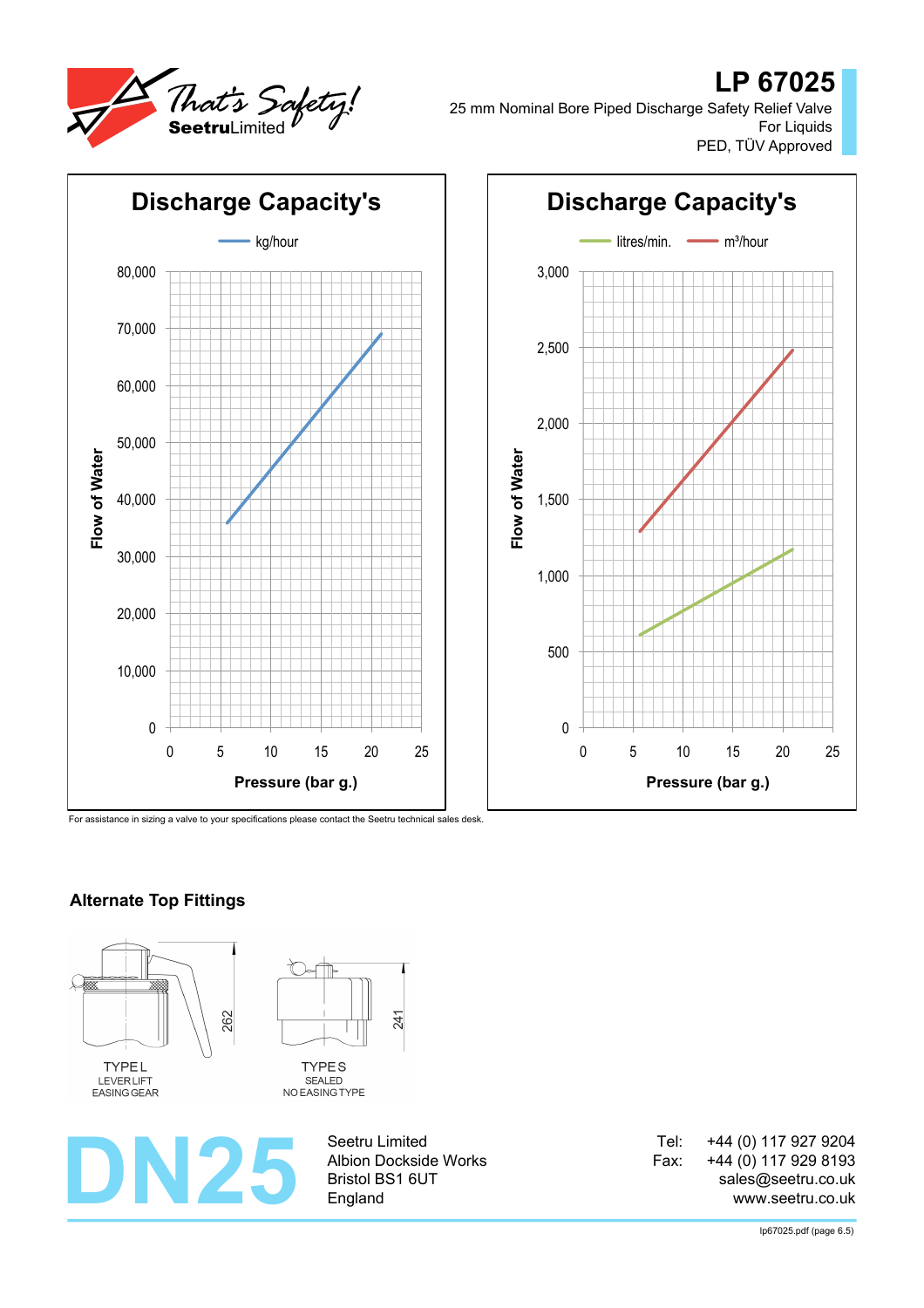That's Safety! SeetruLimited

# LP 67025

25 mm Nominal Bore Piped Discharge Safety Relief Valve
For Liquids
PED, TÜV Approved

## Discharge Capacity's

kg/hour

Flow of Water

80,000
70,000
60,000
50,000
40,000
30,000
20,000
10,000
0

0 5 10 15 20 25

Pressure (bar g.)

## Discharge Capacity's

litres/min. m³/hour

Flow of Water

3,000
2,500
2,000
1,500
1,000
500
0

0 5 10 15 20 25

Pressure (bar g.)

For assistance in sizing a valve to your specifications please contact the Seetru technical sales desk.

### Alternate Top Fittings

262

TYPE L
LEVER LIFT
EASING GEAR

241

TYPE S
SEALED
NO EASING TYPE

DN25

Seetru Limited
Albion Dockside Works
Bristol BS1 6UT
England

Tel: +44 (0) 117 927 9204
Fax: +44 (0) 117 929 8193
sales@seetru.co.uk
www.seetru.co.uk